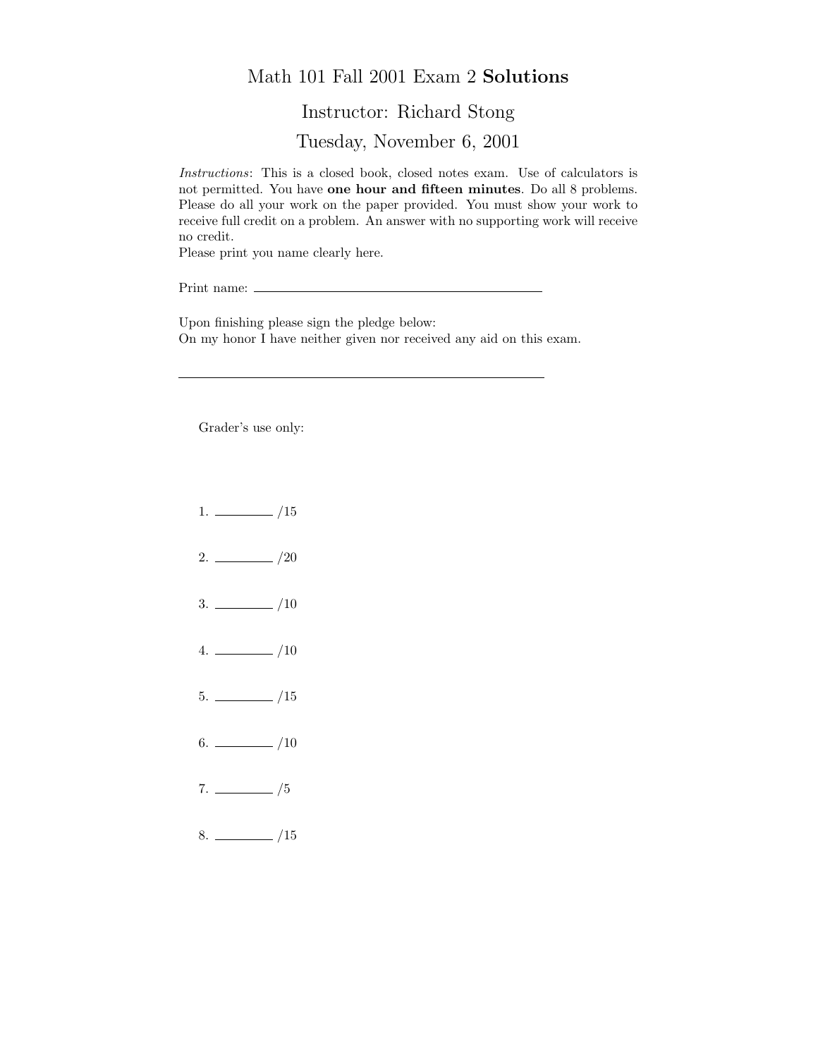# Math 101 Fall 2001 Exam 2 **Solutions**

## Instructor: Richard Stong

## Tuesday, November 6, 2001

*Instructions*: This is a closed book, closed notes exam. Use of calculators is not permitted. You have **one hour and fifteen minutes**. Do all 8 problems. Please do all your work on the paper provided. You must show your work to receive full credit on a problem. An answer with no supporting work will receive no credit.

Please print you name clearly here.

Print name: ______________________________

Upon finishing please sign the pledge below:
On my honor I have neither given nor received any aid on this exam.

______________________________

Grader's use only:

1. ________ /15

2. ________ /20

3. ________ /10

4. ________ /10

5. ________ /15

6. ________ /10

7. ________ /5

8. ________ /15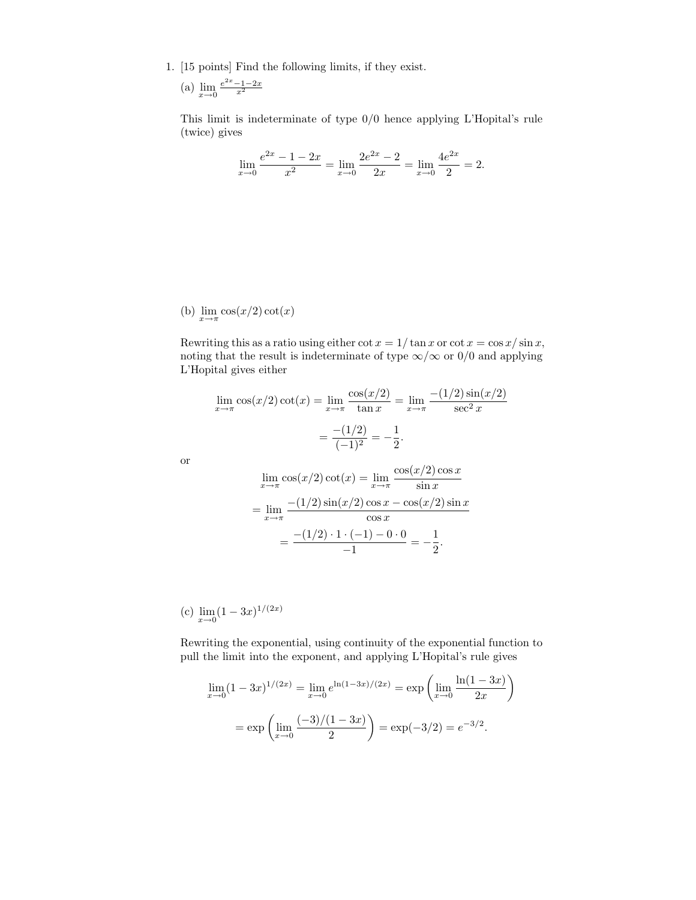1. [15 points] Find the following limits, if they exist.

(a) $\lim_{x\to 0} \frac{e^{2x}-1-2x}{x^2}$

This limit is indeterminate of type 0/0 hence applying L'Hopital's rule (twice) gives

$$\lim_{x\to 0} \frac{e^{2x}-1-2x}{x^2} = \lim_{x\to 0} \frac{2e^{2x}-2}{2x} = \lim_{x\to 0} \frac{4e^{2x}}{2} = 2.$$

(b) $\lim_{x\to \pi} \cos(x/2)\cot(x)$

Rewriting this as a ratio using either $\cot x = 1/\tan x$ or $\cot x = \cos x/\sin x$, noting that the result is indeterminate of type $\infty/\infty$ or $0/0$ and applying L'Hopital gives either

$$\lim_{x\to \pi} \cos(x/2)\cot(x) = \lim_{x\to \pi} \frac{\cos(x/2)}{\tan x} = \lim_{x\to \pi} \frac{-(1/2)\sin(x/2)}{\sec^2 x}$$

$$= \frac{-(1/2)}{(-1)^2} = -\frac{1}{2}.$$

or

$$\lim_{x\to \pi} \cos(x/2)\cot(x) = \lim_{x\to \pi} \frac{\cos(x/2)\cos x}{\sin x}$$

$$= \lim_{x\to \pi} \frac{-(1/2)\sin(x/2)\cos x - \cos(x/2)\sin x}{\cos x}$$

$$= \frac{-(1/2)\cdot 1\cdot(-1) - 0\cdot 0}{-1} = -\frac{1}{2}.$$

(c) $\lim_{x\to 0} (1-3x)^{1/(2x)}$

Rewriting the exponential, using continuity of the exponential function to pull the limit into the exponent, and applying L'Hopital's rule gives

$$\lim_{x\to 0} (1-3x)^{1/(2x)} = \lim_{x\to 0} e^{\ln(1-3x)/(2x)} = \exp\left(\lim_{x\to 0} \frac{\ln(1-3x)}{2x}\right)$$

$$= \exp\left(\lim_{x\to 0} \frac{(-3)/(1-3x)}{2}\right) = \exp(-3/2) = e^{-3/2}.$$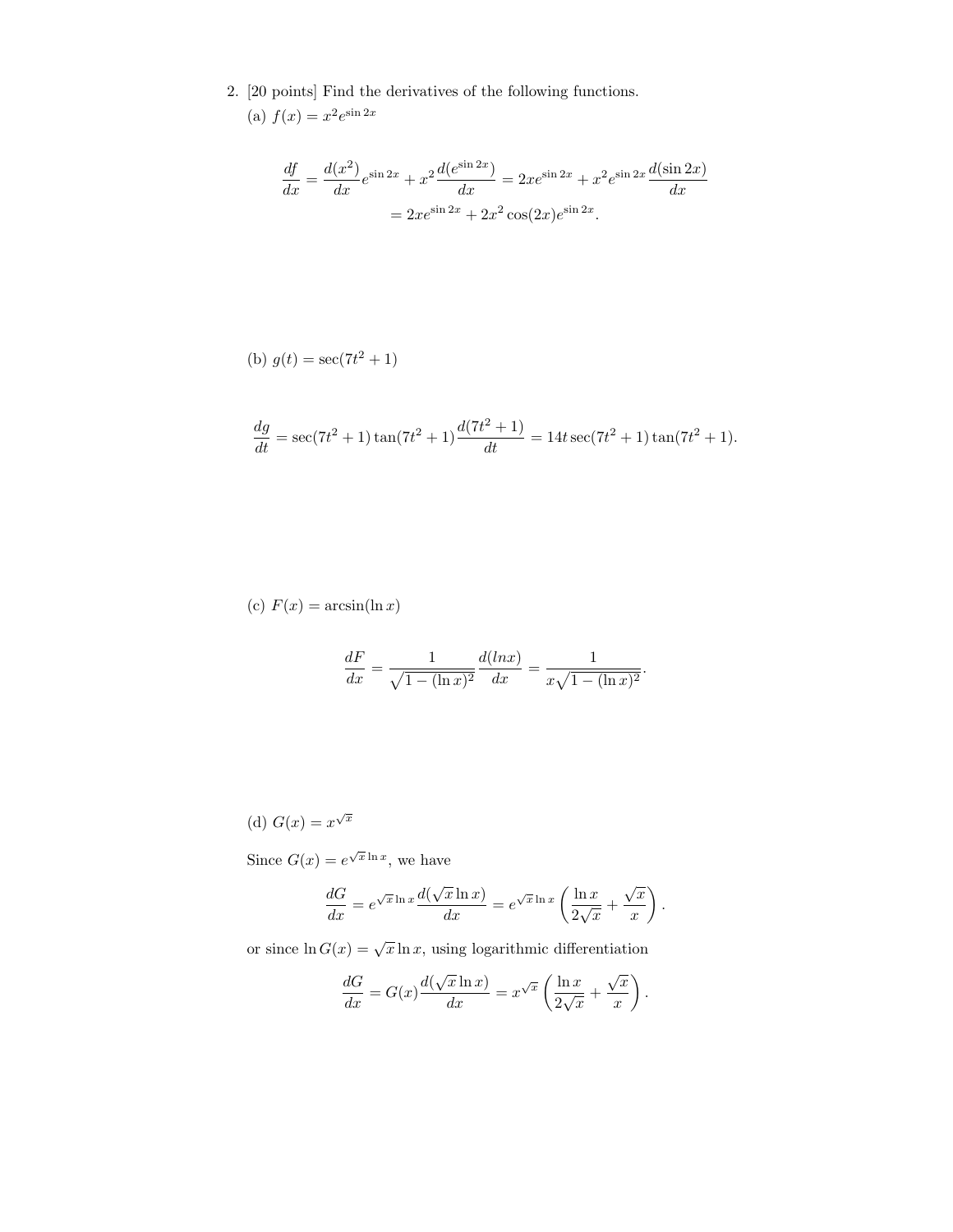2. [20 points] Find the derivatives of the following functions.

(a) $f(x) = x^2 e^{\sin 2x}$

$$\frac{df}{dx} = \frac{d(x^2)}{dx} e^{\sin 2x} + x^2 \frac{d(e^{\sin 2x})}{dx} = 2x e^{\sin 2x} + x^2 e^{\sin 2x} \frac{d(\sin 2x)}{dx}$$
$$= 2x e^{\sin 2x} + 2x^2 \cos(2x) e^{\sin 2x}.$$

(b) $g(t) = \sec(7t^2 + 1)$

$$\frac{dg}{dt} = \sec(7t^2 + 1)\tan(7t^2 + 1)\frac{d(7t^2 + 1)}{dt} = 14t \sec(7t^2 + 1)\tan(7t^2 + 1).$$

(c) $F(x) = \arcsin(\ln x)$

$$\frac{dF}{dx} = \frac{1}{\sqrt{1 - (\ln x)^2}} \frac{d(lnx)}{dx} = \frac{1}{x\sqrt{1 - (\ln x)^2}}.$$

(d) $G(x) = x^{\sqrt{x}}$

Since $G(x) = e^{\sqrt{x}\ln x}$, we have

$$\frac{dG}{dx} = e^{\sqrt{x}\ln x} \frac{d(\sqrt{x}\ln x)}{dx} = e^{\sqrt{x}\ln x}\left(\frac{\ln x}{2\sqrt{x}} + \frac{\sqrt{x}}{x}\right).$$

or since $\ln G(x) = \sqrt{x}\ln x$, using logarithmic differentiation

$$\frac{dG}{dx} = G(x)\frac{d(\sqrt{x}\ln x)}{dx} = x^{\sqrt{x}}\left(\frac{\ln x}{2\sqrt{x}} + \frac{\sqrt{x}}{x}\right).$$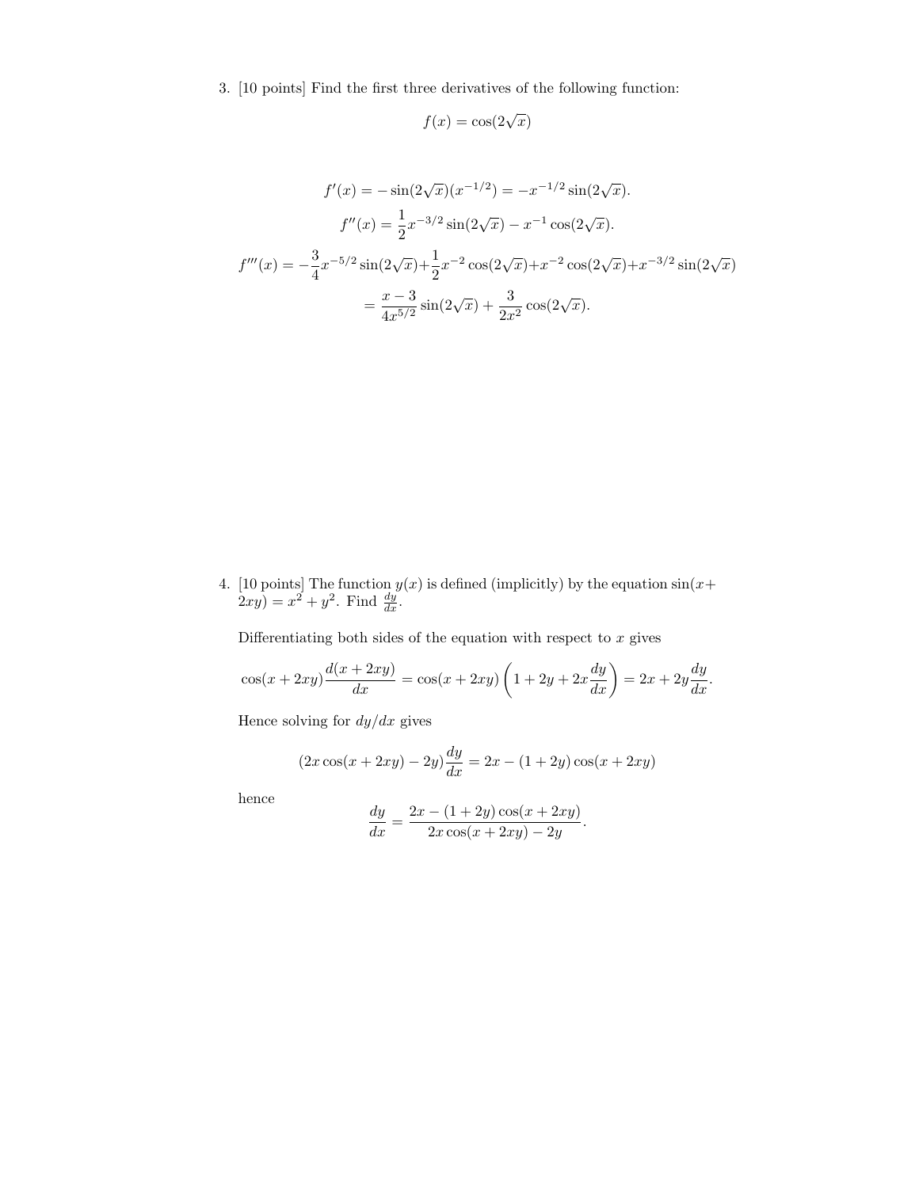3. [10 points] Find the first three derivatives of the following function:

$$f(x) = \cos(2\sqrt{x})$$

$$f'(x) = -\sin(2\sqrt{x})(x^{-1/2}) = -x^{-1/2}\sin(2\sqrt{x}).$$

$$f''(x) = \frac{1}{2}x^{-3/2}\sin(2\sqrt{x}) - x^{-1}\cos(2\sqrt{x}).$$

$$f'''(x) = -\frac{3}{4}x^{-5/2}\sin(2\sqrt{x}) + \frac{1}{2}x^{-2}\cos(2\sqrt{x}) + x^{-2}\cos(2\sqrt{x}) + x^{-3/2}\sin(2\sqrt{x})$$

$$= \frac{x-3}{4x^{5/2}}\sin(2\sqrt{x}) + \frac{3}{2x^2}\cos(2\sqrt{x}).$$

4. [10 points] The function $y(x)$ is defined (implicitly) by the equation $\sin(x + 2xy) = x^2 + y^2$. Find $\frac{dy}{dx}$.

   Differentiating both sides of the equation with respect to $x$ gives

   $$\cos(x + 2xy)\frac{d(x + 2xy)}{dx} = \cos(x + 2xy)\left(1 + 2y + 2x\frac{dy}{dx}\right) = 2x + 2y\frac{dy}{dx}.$$

   Hence solving for $dy/dx$ gives

   $$(2x\cos(x + 2xy) - 2y)\frac{dy}{dx} = 2x - (1 + 2y)\cos(x + 2xy)$$

   hence

   $$\frac{dy}{dx} = \frac{2x - (1 + 2y)\cos(x + 2xy)}{2x\cos(x + 2xy) - 2y}.$$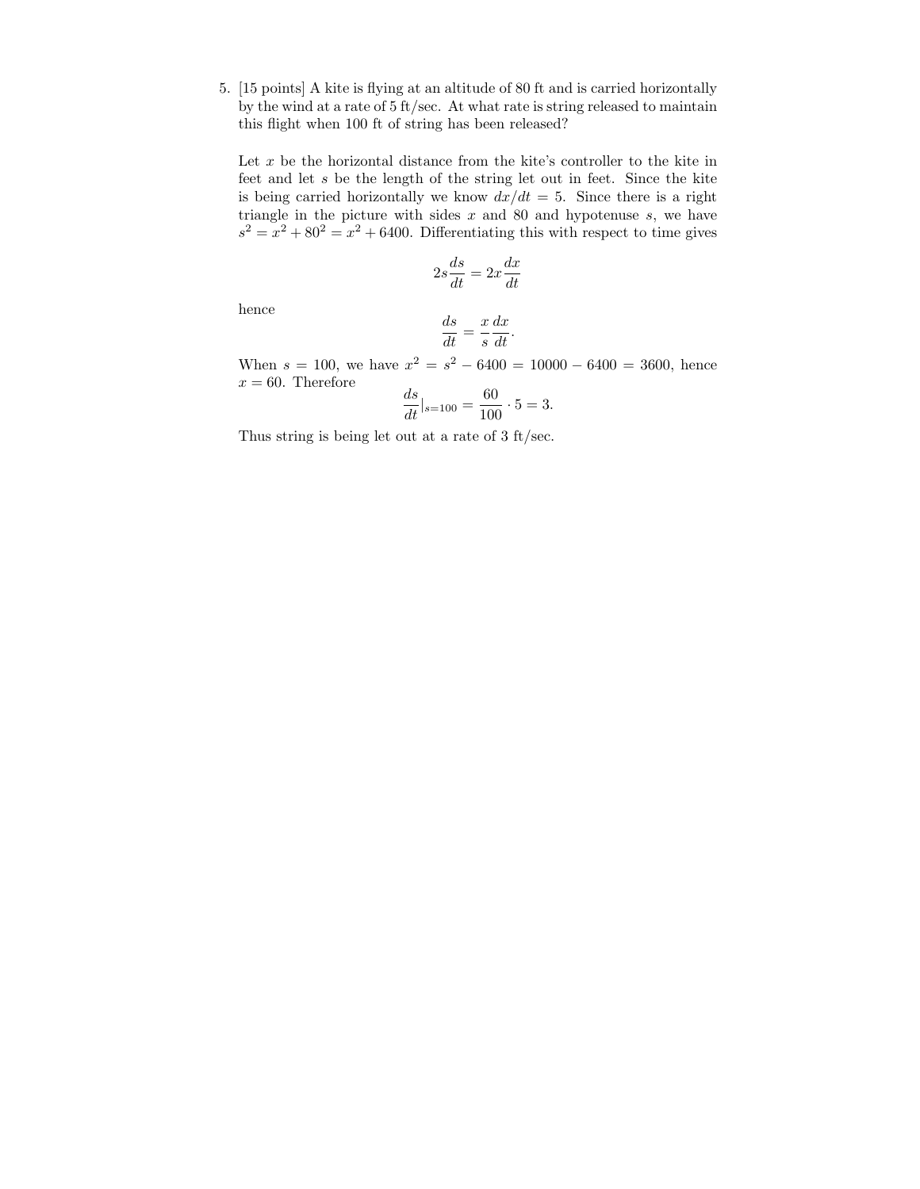5. [15 points] A kite is flying at an altitude of 80 ft and is carried horizontally by the wind at a rate of 5 ft/sec. At what rate is string released to maintain this flight when 100 ft of string has been released?

Let $x$ be the horizontal distance from the kite's controller to the kite in feet and let $s$ be the length of the string let out in feet. Since the kite is being carried horizontally we know $dx/dt = 5$. Since there is a right triangle in the picture with sides $x$ and 80 and hypotenuse $s$, we have $s^2 = x^2 + 80^2 = x^2 + 6400$. Differentiating this with respect to time gives

$$2s\frac{ds}{dt} = 2x\frac{dx}{dt}$$

hence

$$\frac{ds}{dt} = \frac{x}{s}\frac{dx}{dt}.$$

When $s = 100$, we have $x^2 = s^2 - 6400 = 10000 - 6400 = 3600$, hence $x = 60$. Therefore

$$\frac{ds}{dt}|_{s=100} = \frac{60}{100} \cdot 5 = 3.$$

Thus string is being let out at a rate of 3 ft/sec.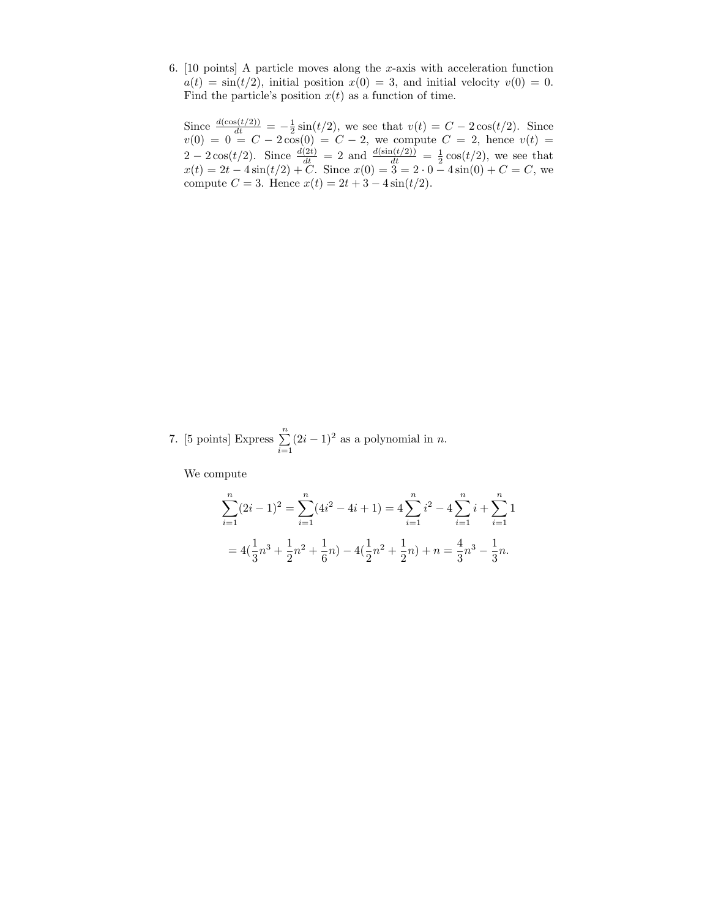6. [10 points] A particle moves along the $x$-axis with acceleration function $a(t) = \sin(t/2)$, initial position $x(0) = 3$, and initial velocity $v(0) = 0$. Find the particle's position $x(t)$ as a function of time.

   Since $\frac{d(\cos(t/2))}{dt} = -\frac{1}{2}\sin(t/2)$, we see that $v(t) = C - 2\cos(t/2)$. Since $v(0) = 0 = C - 2\cos(0) = C - 2$, we compute $C = 2$, hence $v(t) = 2 - 2\cos(t/2)$. Since $\frac{d(2t)}{dt} = 2$ and $\frac{d(\sin(t/2))}{dt} = \frac{1}{2}\cos(t/2)$, we see that $x(t) = 2t - 4\sin(t/2) + C$. Since $x(0) = 3 = 2 \cdot 0 - 4\sin(0) + C = C$, we compute $C = 3$. Hence $x(t) = 2t + 3 - 4\sin(t/2)$.

7. [5 points] Express $\sum_{i=1}^{n}(2i-1)^2$ as a polynomial in $n$.

   We compute

$$\sum_{i=1}^{n}(2i-1)^2 = \sum_{i=1}^{n}(4i^2 - 4i + 1) = 4\sum_{i=1}^{n} i^2 - 4\sum_{i=1}^{n} i + \sum_{i=1}^{n} 1$$

$$= 4(\frac{1}{3}n^3 + \frac{1}{2}n^2 + \frac{1}{6}n) - 4(\frac{1}{2}n^2 + \frac{1}{2}n) + n = \frac{4}{3}n^3 - \frac{1}{3}n.$$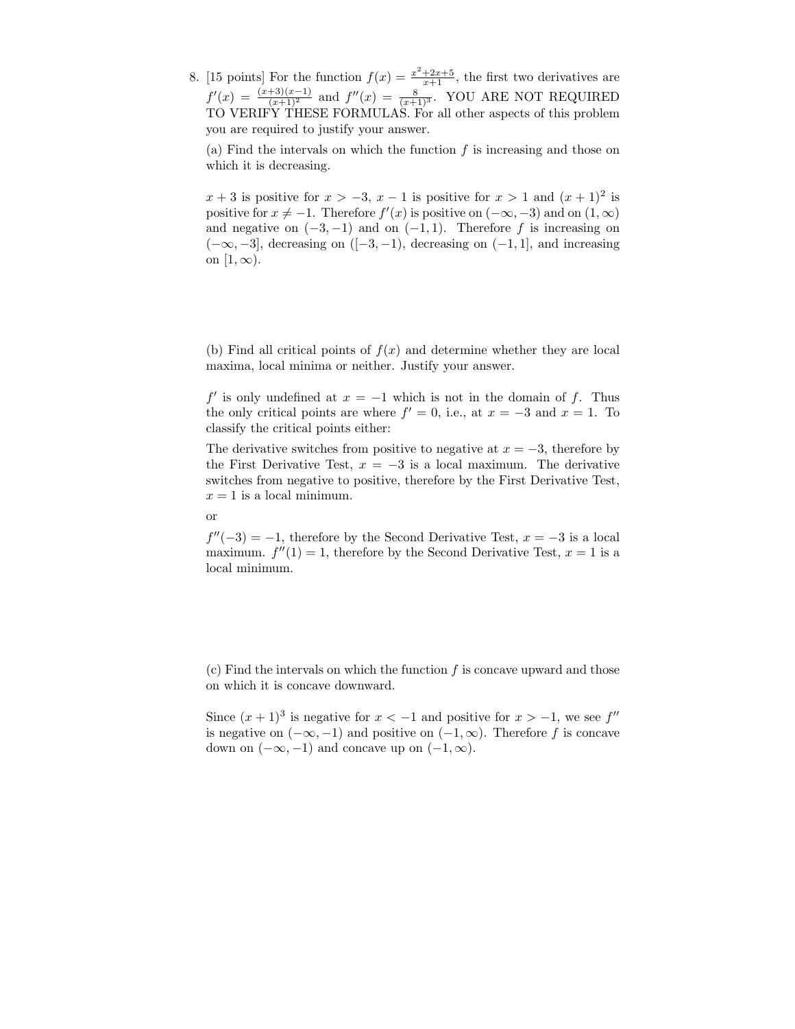8. [15 points] For the function $f(x) = \frac{x^2+2x+5}{x+1}$, the first two derivatives are $f'(x) = \frac{(x+3)(x-1)}{(x+1)^2}$ and $f''(x) = \frac{8}{(x+1)^3}$. YOU ARE NOT REQUIRED TO VERIFY THESE FORMULAS. For all other aspects of this problem you are required to justify your answer.

(a) Find the intervals on which the function $f$ is increasing and those on which it is decreasing.

$x+3$ is positive for $x > -3$, $x-1$ is positive for $x > 1$ and $(x+1)^2$ is positive for $x \neq -1$. Therefore $f'(x)$ is positive on $(-\infty, -3)$ and on $(1, \infty)$ and negative on $(-3, -1)$ and on $(-1, 1)$. Therefore $f$ is increasing on $(-\infty, -3]$, decreasing on $([-3, -1)$, decreasing on $(-1, 1]$, and increasing on $[1, \infty)$.

(b) Find all critical points of $f(x)$ and determine whether they are local maxima, local minima or neither. Justify your answer.

$f'$ is only undefined at $x = -1$ which is not in the domain of $f$. Thus the only critical points are where $f' = 0$, i.e., at $x = -3$ and $x = 1$. To classify the critical points either:

The derivative switches from positive to negative at $x = -3$, therefore by the First Derivative Test, $x = -3$ is a local maximum. The derivative switches from negative to positive, therefore by the First Derivative Test, $x = 1$ is a local minimum.

or

$f''(-3) = -1$, therefore by the Second Derivative Test, $x = -3$ is a local maximum. $f''(1) = 1$, therefore by the Second Derivative Test, $x = 1$ is a local minimum.

(c) Find the intervals on which the function $f$ is concave upward and those on which it is concave downward.

Since $(x+1)^3$ is negative for $x < -1$ and positive for $x > -1$, we see $f''$ is negative on $(-\infty, -1)$ and positive on $(-1, \infty)$. Therefore $f$ is concave down on $(-\infty, -1)$ and concave up on $(-1, \infty)$.